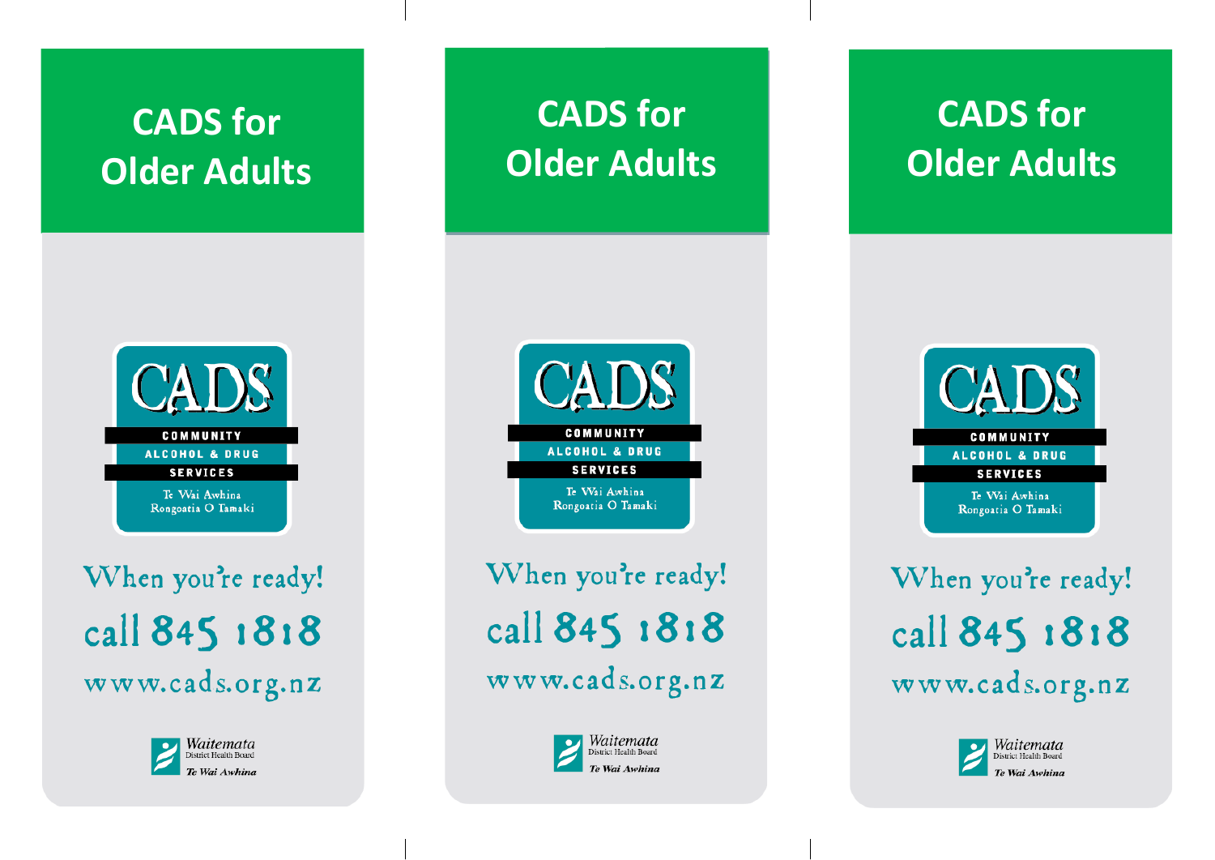# CADS for Older Adults

CADS

COMMUNITY

ALCOHOL & DRUG

SERVICES

Te Wai Awhina

Rongoatia O Tamaki

When you're ready!

call 845 1818

www.cads.org.nz

Waitemata District Health Board

*Te Wai Awhina*

# CADS for Older Adults

CADS

COMMUNITY

ALCOHOL & DRUG

SERVICES

Te Wai Awhina

Rongoatia O Tamaki

When you're ready!

call 845 1818

www.cads.org.nz

Waitemata District Health Board

*Te Wai Awhina*

# CADS for Older Adults

CADS

COMMUNITY

ALCOHOL & DRUG

SERVICES

Te Wai Awhina

Rongoatia O Tamaki

When you're ready!

call 845 1818

www.cads.org.nz

Waitemata District Health Board

*Te Wai Awhina*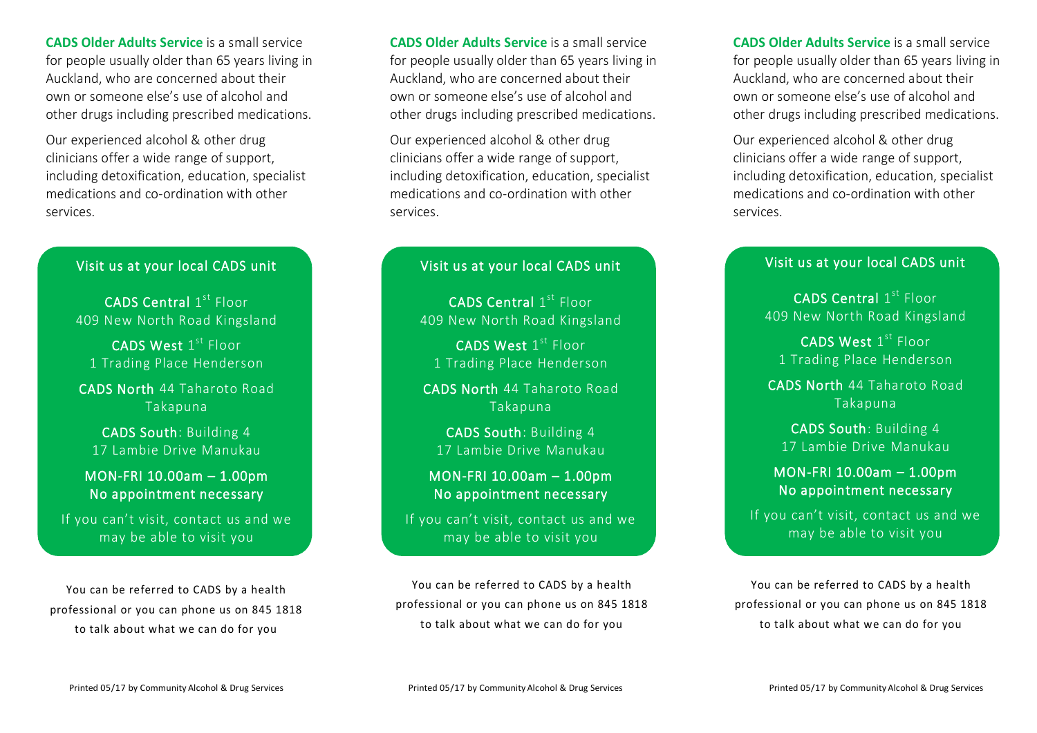**CADS Older Adults Service** is a small service for people usually older than 65 years living in Auckland, who are concerned about their own or someone else's use of alcohol and other drugs including prescribed medications.

Our experienced alcohol & other drug clinicians offer a wide range of support, including detoxification, education, specialist medications and co-ordination with other services.

## Visit us at your local CADS unit

**CADS Central** 1st Floor
409 New North Road Kingsland

**CADS West** 1st Floor
1 Trading Place Henderson

**CADS North** 44 Taharoto Road
Takapuna

**CADS South**: Building 4
17 Lambie Drive Manukau

**MON-FRI 10.00am – 1.00pm**
**No appointment necessary**

If you can't visit, contact us and we may be able to visit you

You can be referred to CADS by a health professional or you can phone us on 845 1818 to talk about what we can do for you

Printed 05/17 by Community Alcohol & Drug Services

---

**CADS Older Adults Service** is a small service for people usually older than 65 years living in Auckland, who are concerned about their own or someone else's use of alcohol and other drugs including prescribed medications.

Our experienced alcohol & other drug clinicians offer a wide range of support, including detoxification, education, specialist medications and co-ordination with other services.

## Visit us at your local CADS unit

**CADS Central** 1st Floor
409 New North Road Kingsland

**CADS West** 1st Floor
1 Trading Place Henderson

**CADS North** 44 Taharoto Road
Takapuna

**CADS South**: Building 4
17 Lambie Drive Manukau

**MON-FRI 10.00am – 1.00pm**
**No appointment necessary**

If you can't visit, contact us and we may be able to visit you

You can be referred to CADS by a health professional or you can phone us on 845 1818 to talk about what we can do for you

Printed 05/17 by Community Alcohol & Drug Services

---

**CADS Older Adults Service** is a small service for people usually older than 65 years living in Auckland, who are concerned about their own or someone else's use of alcohol and other drugs including prescribed medications.

Our experienced alcohol & other drug clinicians offer a wide range of support, including detoxification, education, specialist medications and co-ordination with other services.

## Visit us at your local CADS unit

**CADS Central** 1st Floor
409 New North Road Kingsland

**CADS West** 1st Floor
1 Trading Place Henderson

**CADS North** 44 Taharoto Road
Takapuna

**CADS South**: Building 4
17 Lambie Drive Manukau

**MON-FRI 10.00am – 1.00pm**
**No appointment necessary**

If you can't visit, contact us and we may be able to visit you

You can be referred to CADS by a health professional or you can phone us on 845 1818 to talk about what we can do for you

Printed 05/17 by Community Alcohol & Drug Services